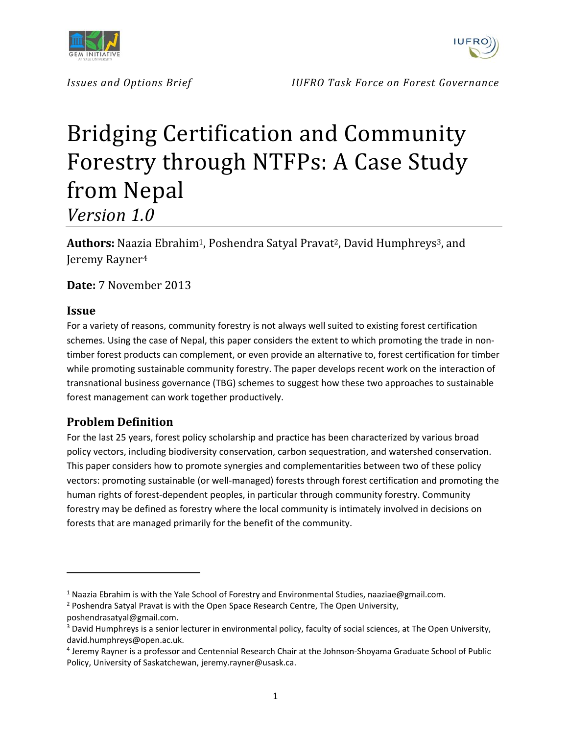*Issues and Options Brief* *IUFRO Task Force on Forest Governance*

# Bridging Certification and Community Forestry through NTFPs: A Case Study from Nepal

*Version 1.0*

**Authors:** Naazia Ebrahim[1], Poshendra Satyal Pravat[2], David Humphreys[3], and Jeremy Rayner[4]

**Date:** 7 November 2013

## Issue

For a variety of reasons, community forestry is not always well suited to existing forest certification schemes. Using the case of Nepal, this paper considers the extent to which promoting the trade in non-timber forest products can complement, or even provide an alternative to, forest certification for timber while promoting sustainable community forestry. The paper develops recent work on the interaction of transnational business governance (TBG) schemes to suggest how these two approaches to sustainable forest management can work together productively.

## Problem Definition

For the last 25 years, forest policy scholarship and practice has been characterized by various broad policy vectors, including biodiversity conservation, carbon sequestration, and watershed conservation. This paper considers how to promote synergies and complementarities between two of these policy vectors: promoting sustainable (or well-managed) forests through forest certification and promoting the human rights of forest-dependent peoples, in particular through community forestry. Community forestry may be defined as forestry where the local community is intimately involved in decisions on forests that are managed primarily for the benefit of the community.

---

[1] Naazia Ebrahim is with the Yale School of Forestry and Environmental Studies, naaziae@gmail.com.

[2] Poshendra Satyal Pravat is with the Open Space Research Centre, The Open University, poshendrasatyal@gmail.com.

[3] David Humphreys is a senior lecturer in environmental policy, faculty of social sciences, at The Open University, david.humphreys@open.ac.uk.

[4] Jeremy Rayner is a professor and Centennial Research Chair at the Johnson-Shoyama Graduate School of Public Policy, University of Saskatchewan, jeremy.rayner@usask.ca.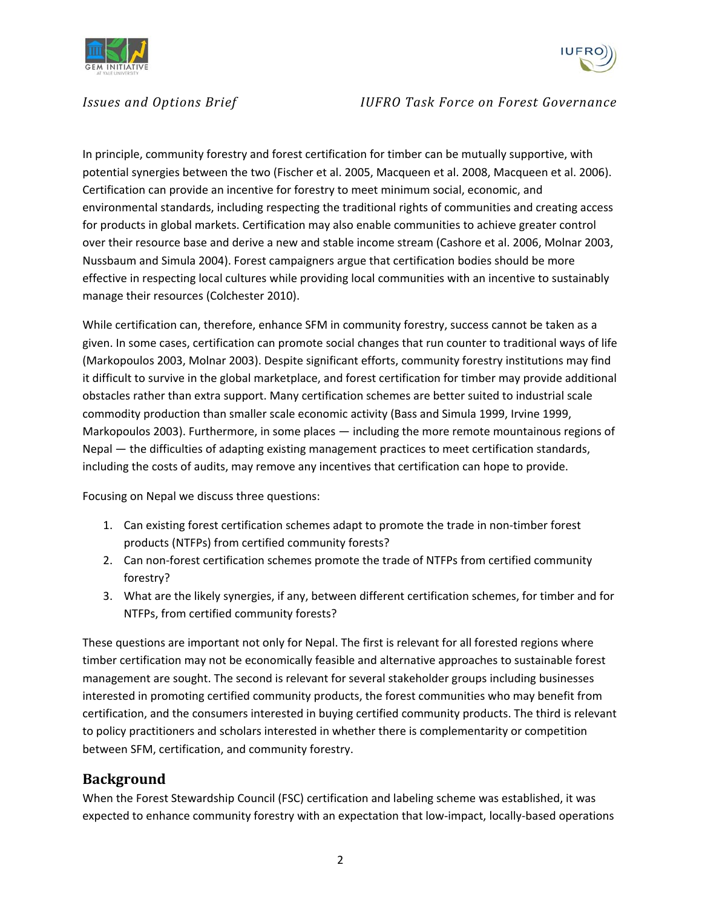In principle, community forestry and forest certification for timber can be mutually supportive, with potential synergies between the two (Fischer et al. 2005, Macqueen et al. 2008, Macqueen et al. 2006). Certification can provide an incentive for forestry to meet minimum social, economic, and environmental standards, including respecting the traditional rights of communities and creating access for products in global markets. Certification may also enable communities to achieve greater control over their resource base and derive a new and stable income stream (Cashore et al. 2006, Molnar 2003, Nussbaum and Simula 2004). Forest campaigners argue that certification bodies should be more effective in respecting local cultures while providing local communities with an incentive to sustainably manage their resources (Colchester 2010).

While certification can, therefore, enhance SFM in community forestry, success cannot be taken as a given. In some cases, certification can promote social changes that run counter to traditional ways of life (Markopoulos 2003, Molnar 2003). Despite significant efforts, community forestry institutions may find it difficult to survive in the global marketplace, and forest certification for timber may provide additional obstacles rather than extra support. Many certification schemes are better suited to industrial scale commodity production than smaller scale economic activity (Bass and Simula 1999, Irvine 1999, Markopoulos 2003). Furthermore, in some places — including the more remote mountainous regions of Nepal — the difficulties of adapting existing management practices to meet certification standards, including the costs of audits, may remove any incentives that certification can hope to provide.

Focusing on Nepal we discuss three questions:

1. Can existing forest certification schemes adapt to promote the trade in non-timber forest products (NTFPs) from certified community forests?
2. Can non-forest certification schemes promote the trade of NTFPs from certified community forestry?
3. What are the likely synergies, if any, between different certification schemes, for timber and for NTFPs, from certified community forests?

These questions are important not only for Nepal. The first is relevant for all forested regions where timber certification may not be economically feasible and alternative approaches to sustainable forest management are sought. The second is relevant for several stakeholder groups including businesses interested in promoting certified community products, the forest communities who may benefit from certification, and the consumers interested in buying certified community products. The third is relevant to policy practitioners and scholars interested in whether there is complementarity or competition between SFM, certification, and community forestry.

## Background

When the Forest Stewardship Council (FSC) certification and labeling scheme was established, it was expected to enhance community forestry with an expectation that low-impact, locally-based operations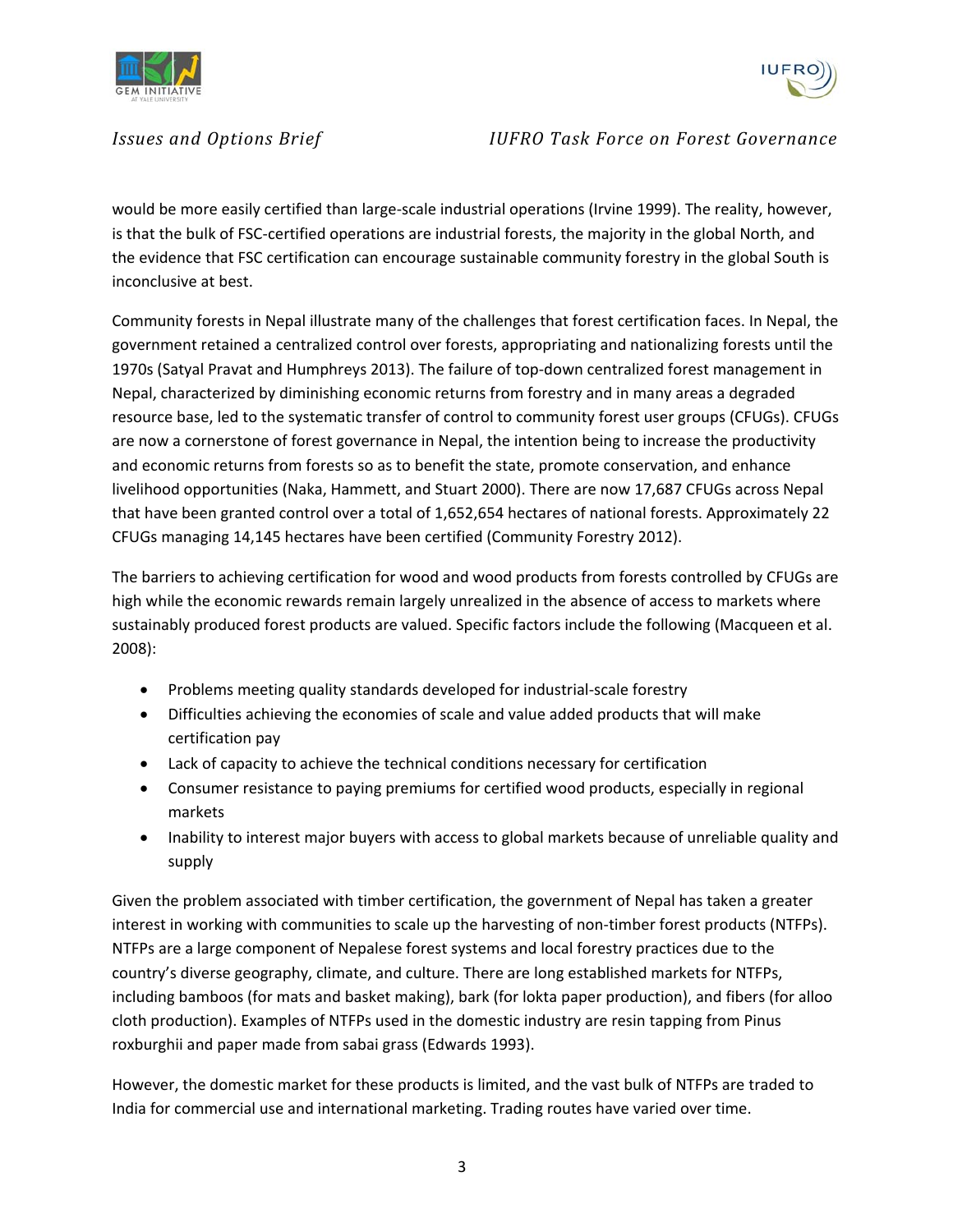would be more easily certified than large-scale industrial operations (Irvine 1999). The reality, however, is that the bulk of FSC-certified operations are industrial forests, the majority in the global North, and the evidence that FSC certification can encourage sustainable community forestry in the global South is inconclusive at best.

Community forests in Nepal illustrate many of the challenges that forest certification faces. In Nepal, the government retained a centralized control over forests, appropriating and nationalizing forests until the 1970s (Satyal Pravat and Humphreys 2013). The failure of top-down centralized forest management in Nepal, characterized by diminishing economic returns from forestry and in many areas a degraded resource base, led to the systematic transfer of control to community forest user groups (CFUGs). CFUGs are now a cornerstone of forest governance in Nepal, the intention being to increase the productivity and economic returns from forests so as to benefit the state, promote conservation, and enhance livelihood opportunities (Naka, Hammett, and Stuart 2000). There are now 17,687 CFUGs across Nepal that have been granted control over a total of 1,652,654 hectares of national forests. Approximately 22 CFUGs managing 14,145 hectares have been certified (Community Forestry 2012).

The barriers to achieving certification for wood and wood products from forests controlled by CFUGs are high while the economic rewards remain largely unrealized in the absence of access to markets where sustainably produced forest products are valued. Specific factors include the following (Macqueen et al. 2008):

- Problems meeting quality standards developed for industrial-scale forestry
- Difficulties achieving the economies of scale and value added products that will make certification pay
- Lack of capacity to achieve the technical conditions necessary for certification
- Consumer resistance to paying premiums for certified wood products, especially in regional markets
- Inability to interest major buyers with access to global markets because of unreliable quality and supply

Given the problem associated with timber certification, the government of Nepal has taken a greater interest in working with communities to scale up the harvesting of non-timber forest products (NTFPs). NTFPs are a large component of Nepalese forest systems and local forestry practices due to the country's diverse geography, climate, and culture. There are long established markets for NTFPs, including bamboos (for mats and basket making), bark (for lokta paper production), and fibers (for alloo cloth production). Examples of NTFPs used in the domestic industry are resin tapping from Pinus roxburghii and paper made from sabai grass (Edwards 1993).

However, the domestic market for these products is limited, and the vast bulk of NTFPs are traded to India for commercial use and international marketing. Trading routes have varied over time.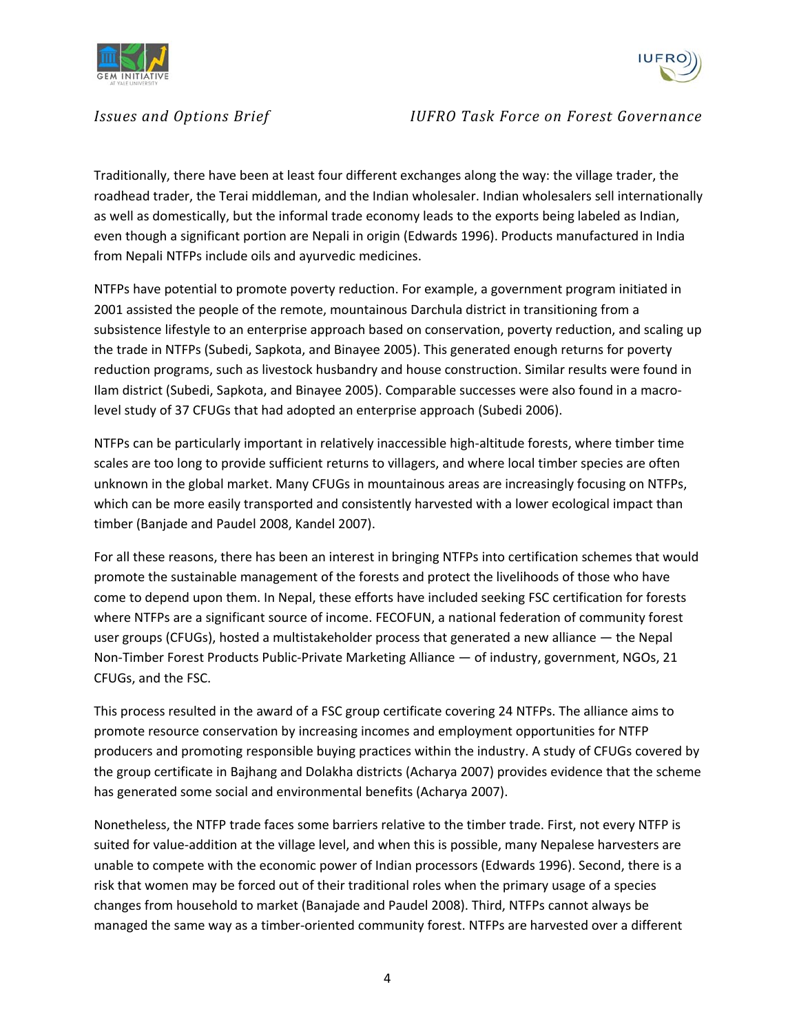Traditionally, there have been at least four different exchanges along the way: the village trader, the roadhead trader, the Terai middleman, and the Indian wholesaler. Indian wholesalers sell internationally as well as domestically, but the informal trade economy leads to the exports being labeled as Indian, even though a significant portion are Nepali in origin (Edwards 1996). Products manufactured in India from Nepali NTFPs include oils and ayurvedic medicines.

NTFPs have potential to promote poverty reduction. For example, a government program initiated in 2001 assisted the people of the remote, mountainous Darchula district in transitioning from a subsistence lifestyle to an enterprise approach based on conservation, poverty reduction, and scaling up the trade in NTFPs (Subedi, Sapkota, and Binayee 2005). This generated enough returns for poverty reduction programs, such as livestock husbandry and house construction. Similar results were found in Ilam district (Subedi, Sapkota, and Binayee 2005). Comparable successes were also found in a macro-level study of 37 CFUGs that had adopted an enterprise approach (Subedi 2006).

NTFPs can be particularly important in relatively inaccessible high-altitude forests, where timber time scales are too long to provide sufficient returns to villagers, and where local timber species are often unknown in the global market. Many CFUGs in mountainous areas are increasingly focusing on NTFPs, which can be more easily transported and consistently harvested with a lower ecological impact than timber (Banjade and Paudel 2008, Kandel 2007).

For all these reasons, there has been an interest in bringing NTFPs into certification schemes that would promote the sustainable management of the forests and protect the livelihoods of those who have come to depend upon them. In Nepal, these efforts have included seeking FSC certification for forests where NTFPs are a significant source of income. FECOFUN, a national federation of community forest user groups (CFUGs), hosted a multistakeholder process that generated a new alliance — the Nepal Non-Timber Forest Products Public-Private Marketing Alliance — of industry, government, NGOs, 21 CFUGs, and the FSC.

This process resulted in the award of a FSC group certificate covering 24 NTFPs. The alliance aims to promote resource conservation by increasing incomes and employment opportunities for NTFP producers and promoting responsible buying practices within the industry. A study of CFUGs covered by the group certificate in Bajhang and Dolakha districts (Acharya 2007) provides evidence that the scheme has generated some social and environmental benefits (Acharya 2007).

Nonetheless, the NTFP trade faces some barriers relative to the timber trade. First, not every NTFP is suited for value-addition at the village level, and when this is possible, many Nepalese harvesters are unable to compete with the economic power of Indian processors (Edwards 1996). Second, there is a risk that women may be forced out of their traditional roles when the primary usage of a species changes from household to market (Banajade and Paudel 2008). Third, NTFPs cannot always be managed the same way as a timber-oriented community forest. NTFPs are harvested over a different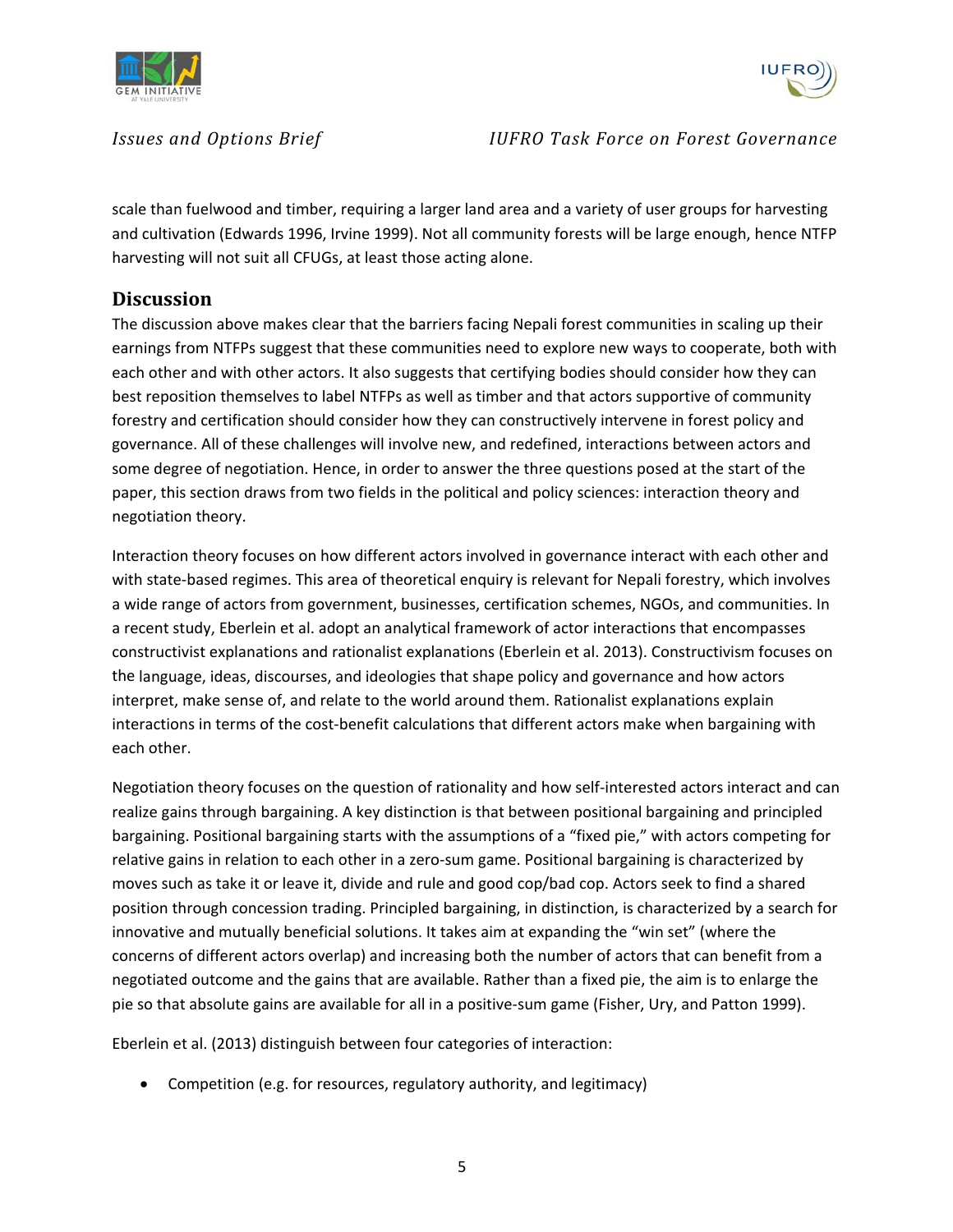scale than fuelwood and timber, requiring a larger land area and a variety of user groups for harvesting and cultivation (Edwards 1996, Irvine 1999). Not all community forests will be large enough, hence NTFP harvesting will not suit all CFUGs, at least those acting alone.

## Discussion

The discussion above makes clear that the barriers facing Nepali forest communities in scaling up their earnings from NTFPs suggest that these communities need to explore new ways to cooperate, both with each other and with other actors. It also suggests that certifying bodies should consider how they can best reposition themselves to label NTFPs as well as timber and that actors supportive of community forestry and certification should consider how they can constructively intervene in forest policy and governance. All of these challenges will involve new, and redefined, interactions between actors and some degree of negotiation. Hence, in order to answer the three questions posed at the start of the paper, this section draws from two fields in the political and policy sciences: interaction theory and negotiation theory.

Interaction theory focuses on how different actors involved in governance interact with each other and with state-based regimes. This area of theoretical enquiry is relevant for Nepali forestry, which involves a wide range of actors from government, businesses, certification schemes, NGOs, and communities. In a recent study, Eberlein et al. adopt an analytical framework of actor interactions that encompasses constructivist explanations and rationalist explanations (Eberlein et al. 2013). Constructivism focuses on the language, ideas, discourses, and ideologies that shape policy and governance and how actors interpret, make sense of, and relate to the world around them. Rationalist explanations explain interactions in terms of the cost-benefit calculations that different actors make when bargaining with each other.

Negotiation theory focuses on the question of rationality and how self-interested actors interact and can realize gains through bargaining. A key distinction is that between positional bargaining and principled bargaining. Positional bargaining starts with the assumptions of a "fixed pie," with actors competing for relative gains in relation to each other in a zero-sum game. Positional bargaining is characterized by moves such as take it or leave it, divide and rule and good cop/bad cop. Actors seek to find a shared position through concession trading. Principled bargaining, in distinction, is characterized by a search for innovative and mutually beneficial solutions. It takes aim at expanding the "win set" (where the concerns of different actors overlap) and increasing both the number of actors that can benefit from a negotiated outcome and the gains that are available. Rather than a fixed pie, the aim is to enlarge the pie so that absolute gains are available for all in a positive-sum game (Fisher, Ury, and Patton 1999).

Eberlein et al. (2013) distinguish between four categories of interaction:

- Competition (e.g. for resources, regulatory authority, and legitimacy)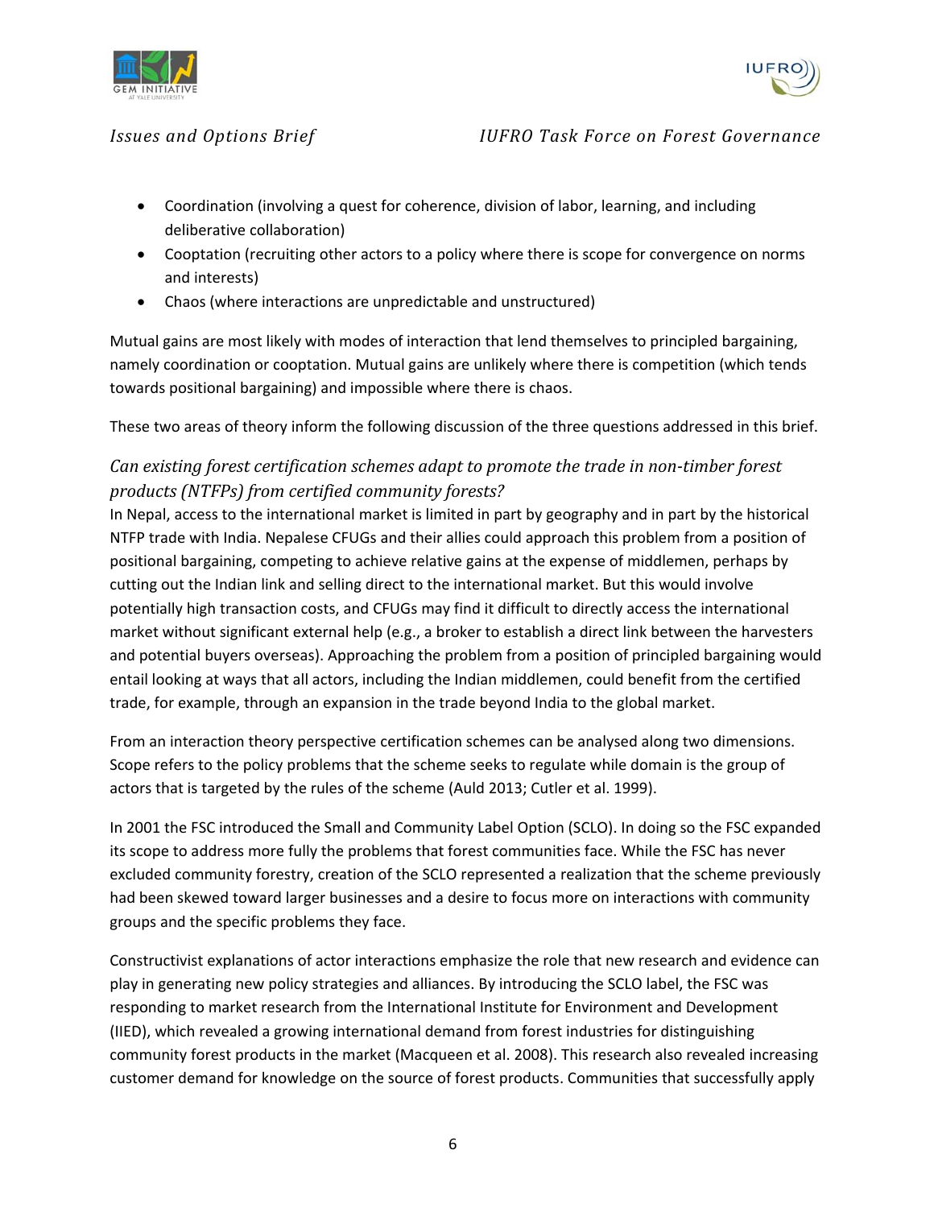- Coordination (involving a quest for coherence, division of labor, learning, and including deliberative collaboration)
- Cooptation (recruiting other actors to a policy where there is scope for convergence on norms and interests)
- Chaos (where interactions are unpredictable and unstructured)

Mutual gains are most likely with modes of interaction that lend themselves to principled bargaining, namely coordination or cooptation. Mutual gains are unlikely where there is competition (which tends towards positional bargaining) and impossible where there is chaos.

These two areas of theory inform the following discussion of the three questions addressed in this brief.

### *Can existing forest certification schemes adapt to promote the trade in non-timber forest products (NTFPs) from certified community forests?*

In Nepal, access to the international market is limited in part by geography and in part by the historical NTFP trade with India. Nepalese CFUGs and their allies could approach this problem from a position of positional bargaining, competing to achieve relative gains at the expense of middlemen, perhaps by cutting out the Indian link and selling direct to the international market. But this would involve potentially high transaction costs, and CFUGs may find it difficult to directly access the international market without significant external help (e.g., a broker to establish a direct link between the harvesters and potential buyers overseas). Approaching the problem from a position of principled bargaining would entail looking at ways that all actors, including the Indian middlemen, could benefit from the certified trade, for example, through an expansion in the trade beyond India to the global market.

From an interaction theory perspective certification schemes can be analysed along two dimensions. Scope refers to the policy problems that the scheme seeks to regulate while domain is the group of actors that is targeted by the rules of the scheme (Auld 2013; Cutler et al. 1999).

In 2001 the FSC introduced the Small and Community Label Option (SCLO). In doing so the FSC expanded its scope to address more fully the problems that forest communities face. While the FSC has never excluded community forestry, creation of the SCLO represented a realization that the scheme previously had been skewed toward larger businesses and a desire to focus more on interactions with community groups and the specific problems they face.

Constructivist explanations of actor interactions emphasize the role that new research and evidence can play in generating new policy strategies and alliances. By introducing the SCLO label, the FSC was responding to market research from the International Institute for Environment and Development (IIED), which revealed a growing international demand from forest industries for distinguishing community forest products in the market (Macqueen et al. 2008). This research also revealed increasing customer demand for knowledge on the source of forest products. Communities that successfully apply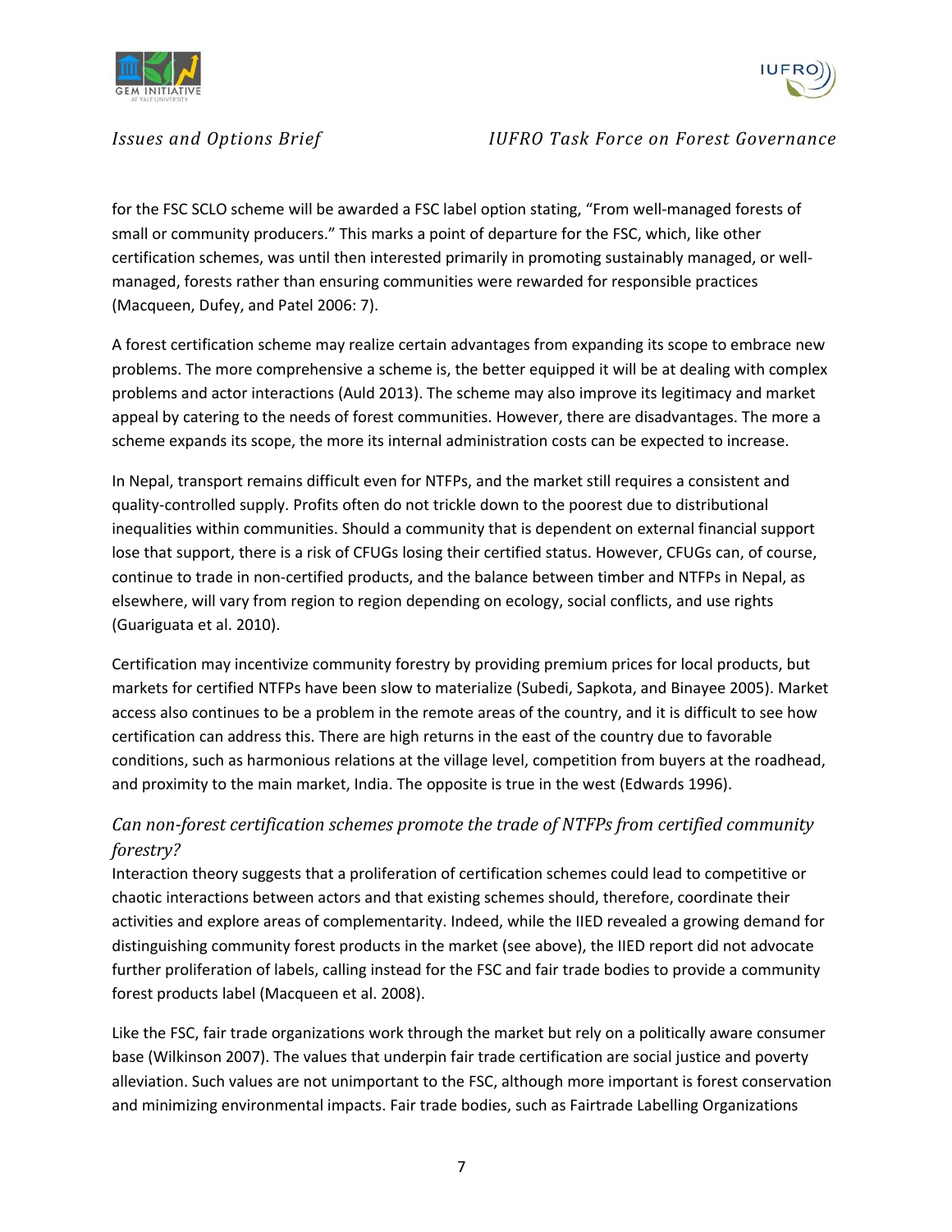for the FSC SCLO scheme will be awarded a FSC label option stating, "From well-managed forests of small or community producers." This marks a point of departure for the FSC, which, like other certification schemes, was until then interested primarily in promoting sustainably managed, or well-managed, forests rather than ensuring communities were rewarded for responsible practices (Macqueen, Dufey, and Patel 2006: 7).

A forest certification scheme may realize certain advantages from expanding its scope to embrace new problems. The more comprehensive a scheme is, the better equipped it will be at dealing with complex problems and actor interactions (Auld 2013). The scheme may also improve its legitimacy and market appeal by catering to the needs of forest communities. However, there are disadvantages. The more a scheme expands its scope, the more its internal administration costs can be expected to increase.

In Nepal, transport remains difficult even for NTFPs, and the market still requires a consistent and quality-controlled supply. Profits often do not trickle down to the poorest due to distributional inequalities within communities. Should a community that is dependent on external financial support lose that support, there is a risk of CFUGs losing their certified status. However, CFUGs can, of course, continue to trade in non-certified products, and the balance between timber and NTFPs in Nepal, as elsewhere, will vary from region to region depending on ecology, social conflicts, and use rights (Guariguata et al. 2010).

Certification may incentivize community forestry by providing premium prices for local products, but markets for certified NTFPs have been slow to materialize (Subedi, Sapkota, and Binayee 2005). Market access also continues to be a problem in the remote areas of the country, and it is difficult to see how certification can address this. There are high returns in the east of the country due to favorable conditions, such as harmonious relations at the village level, competition from buyers at the roadhead, and proximity to the main market, India. The opposite is true in the west (Edwards 1996).

### *Can non-forest certification schemes promote the trade of NTFPs from certified community forestry?*

Interaction theory suggests that a proliferation of certification schemes could lead to competitive or chaotic interactions between actors and that existing schemes should, therefore, coordinate their activities and explore areas of complementarity. Indeed, while the IIED revealed a growing demand for distinguishing community forest products in the market (see above), the IIED report did not advocate further proliferation of labels, calling instead for the FSC and fair trade bodies to provide a community forest products label (Macqueen et al. 2008).

Like the FSC, fair trade organizations work through the market but rely on a politically aware consumer base (Wilkinson 2007). The values that underpin fair trade certification are social justice and poverty alleviation. Such values are not unimportant to the FSC, although more important is forest conservation and minimizing environmental impacts. Fair trade bodies, such as Fairtrade Labelling Organizations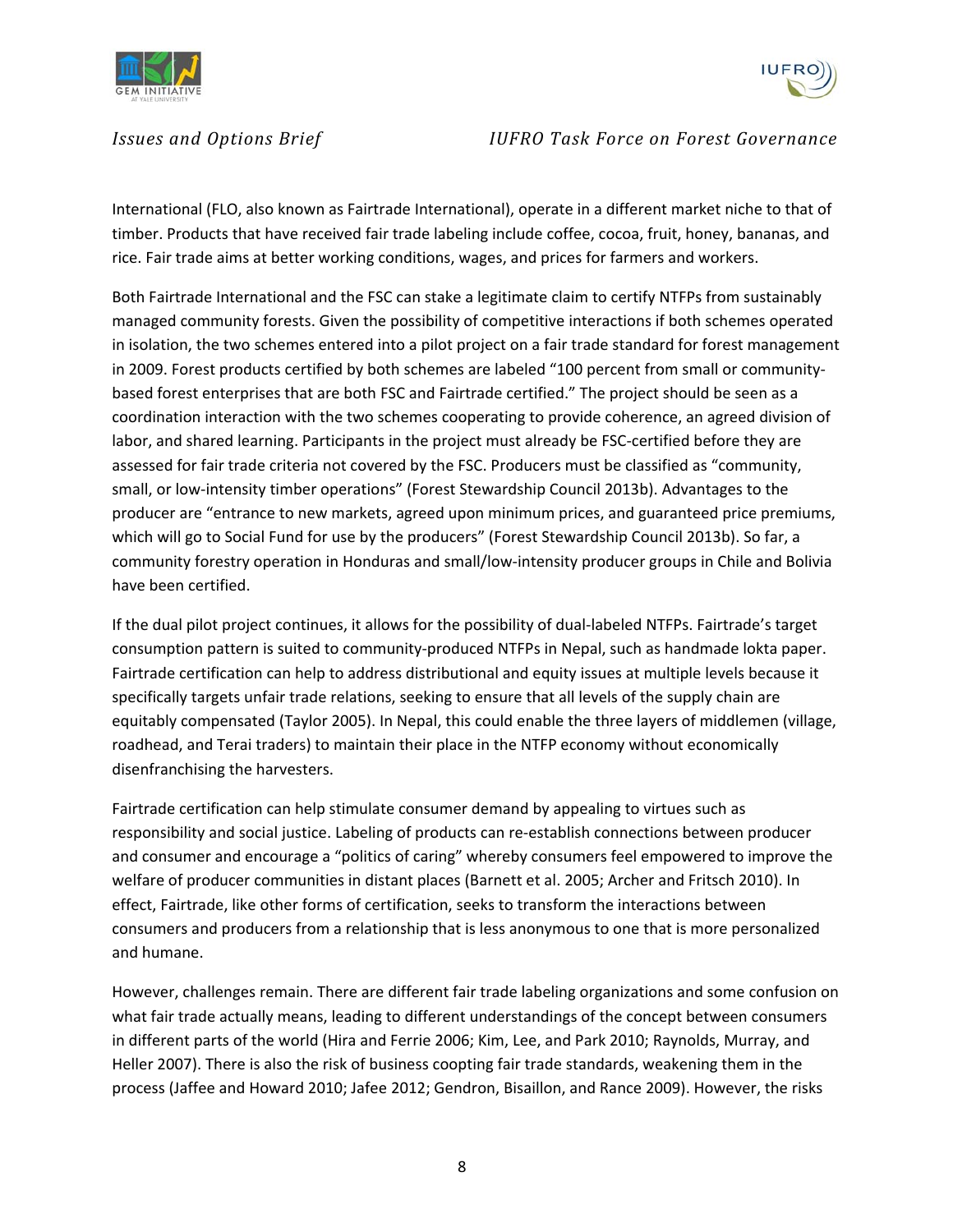International (FLO, also known as Fairtrade International), operate in a different market niche to that of timber. Products that have received fair trade labeling include coffee, cocoa, fruit, honey, bananas, and rice. Fair trade aims at better working conditions, wages, and prices for farmers and workers.

Both Fairtrade International and the FSC can stake a legitimate claim to certify NTFPs from sustainably managed community forests. Given the possibility of competitive interactions if both schemes operated in isolation, the two schemes entered into a pilot project on a fair trade standard for forest management in 2009. Forest products certified by both schemes are labeled "100 percent from small or community-based forest enterprises that are both FSC and Fairtrade certified." The project should be seen as a coordination interaction with the two schemes cooperating to provide coherence, an agreed division of labor, and shared learning. Participants in the project must already be FSC-certified before they are assessed for fair trade criteria not covered by the FSC. Producers must be classified as "community, small, or low-intensity timber operations" (Forest Stewardship Council 2013b). Advantages to the producer are "entrance to new markets, agreed upon minimum prices, and guaranteed price premiums, which will go to Social Fund for use by the producers" (Forest Stewardship Council 2013b). So far, a community forestry operation in Honduras and small/low-intensity producer groups in Chile and Bolivia have been certified.

If the dual pilot project continues, it allows for the possibility of dual-labeled NTFPs. Fairtrade's target consumption pattern is suited to community-produced NTFPs in Nepal, such as handmade lokta paper. Fairtrade certification can help to address distributional and equity issues at multiple levels because it specifically targets unfair trade relations, seeking to ensure that all levels of the supply chain are equitably compensated (Taylor 2005). In Nepal, this could enable the three layers of middlemen (village, roadhead, and Terai traders) to maintain their place in the NTFP economy without economically disenfranchising the harvesters.

Fairtrade certification can help stimulate consumer demand by appealing to virtues such as responsibility and social justice. Labeling of products can re-establish connections between producer and consumer and encourage a "politics of caring" whereby consumers feel empowered to improve the welfare of producer communities in distant places (Barnett et al. 2005; Archer and Fritsch 2010). In effect, Fairtrade, like other forms of certification, seeks to transform the interactions between consumers and producers from a relationship that is less anonymous to one that is more personalized and humane.

However, challenges remain. There are different fair trade labeling organizations and some confusion on what fair trade actually means, leading to different understandings of the concept between consumers in different parts of the world (Hira and Ferrie 2006; Kim, Lee, and Park 2010; Raynolds, Murray, and Heller 2007). There is also the risk of business coopting fair trade standards, weakening them in the process (Jaffee and Howard 2010; Jafee 2012; Gendron, Bisaillon, and Rance 2009). However, the risks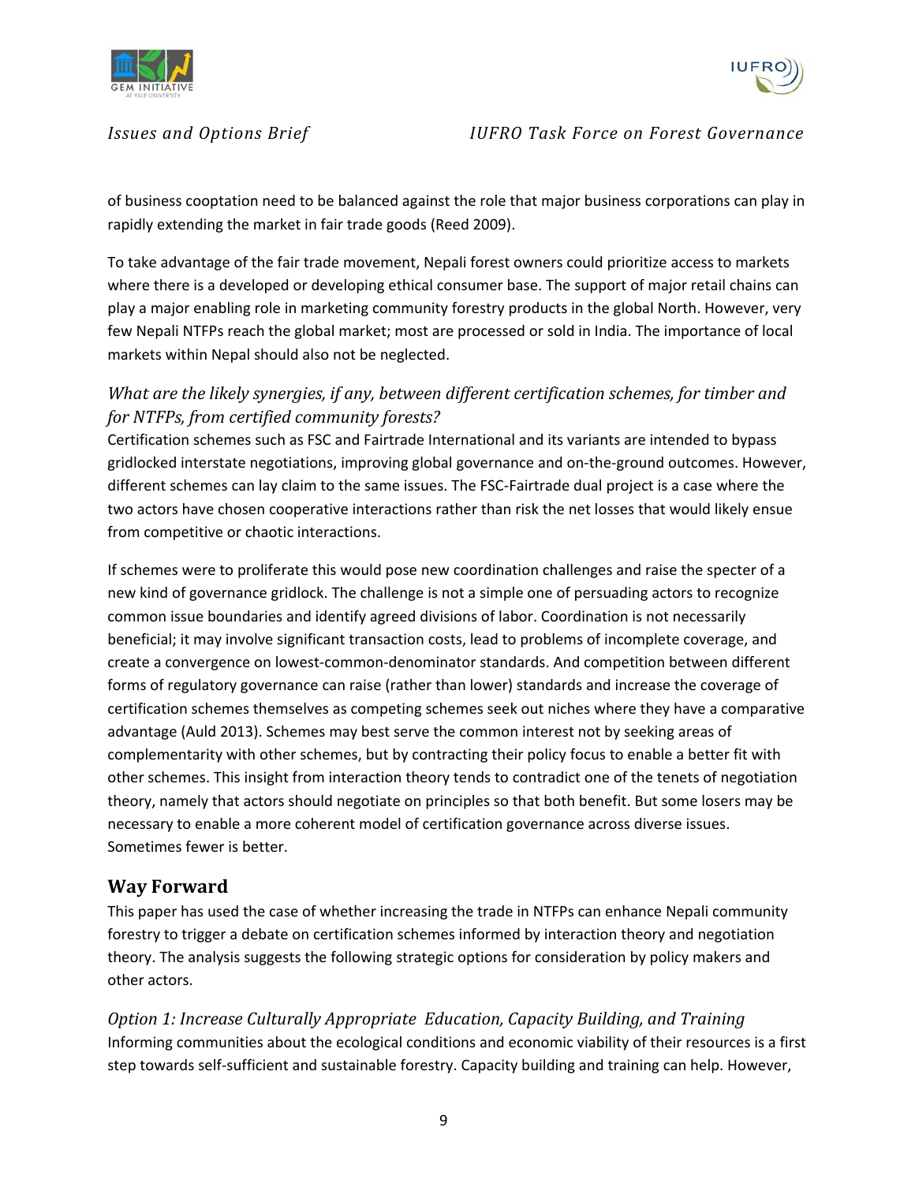of business cooptation need to be balanced against the role that major business corporations can play in rapidly extending the market in fair trade goods (Reed 2009).

To take advantage of the fair trade movement, Nepali forest owners could prioritize access to markets where there is a developed or developing ethical consumer base. The support of major retail chains can play a major enabling role in marketing community forestry products in the global North. However, very few Nepali NTFPs reach the global market; most are processed or sold in India. The importance of local markets within Nepal should also not be neglected.

### *What are the likely synergies, if any, between different certification schemes, for timber and for NTFPs, from certified community forests?*

Certification schemes such as FSC and Fairtrade International and its variants are intended to bypass gridlocked interstate negotiations, improving global governance and on-the-ground outcomes. However, different schemes can lay claim to the same issues. The FSC-Fairtrade dual project is a case where the two actors have chosen cooperative interactions rather than risk the net losses that would likely ensue from competitive or chaotic interactions.

If schemes were to proliferate this would pose new coordination challenges and raise the specter of a new kind of governance gridlock. The challenge is not a simple one of persuading actors to recognize common issue boundaries and identify agreed divisions of labor. Coordination is not necessarily beneficial; it may involve significant transaction costs, lead to problems of incomplete coverage, and create a convergence on lowest-common-denominator standards. And competition between different forms of regulatory governance can raise (rather than lower) standards and increase the coverage of certification schemes themselves as competing schemes seek out niches where they have a comparative advantage (Auld 2013). Schemes may best serve the common interest not by seeking areas of complementarity with other schemes, but by contracting their policy focus to enable a better fit with other schemes. This insight from interaction theory tends to contradict one of the tenets of negotiation theory, namely that actors should negotiate on principles so that both benefit. But some losers may be necessary to enable a more coherent model of certification governance across diverse issues. Sometimes fewer is better.

## Way Forward

This paper has used the case of whether increasing the trade in NTFPs can enhance Nepali community forestry to trigger a debate on certification schemes informed by interaction theory and negotiation theory. The analysis suggests the following strategic options for consideration by policy makers and other actors.

### *Option 1: Increase Culturally Appropriate Education, Capacity Building, and Training*

Informing communities about the ecological conditions and economic viability of their resources is a first step towards self-sufficient and sustainable forestry. Capacity building and training can help. However,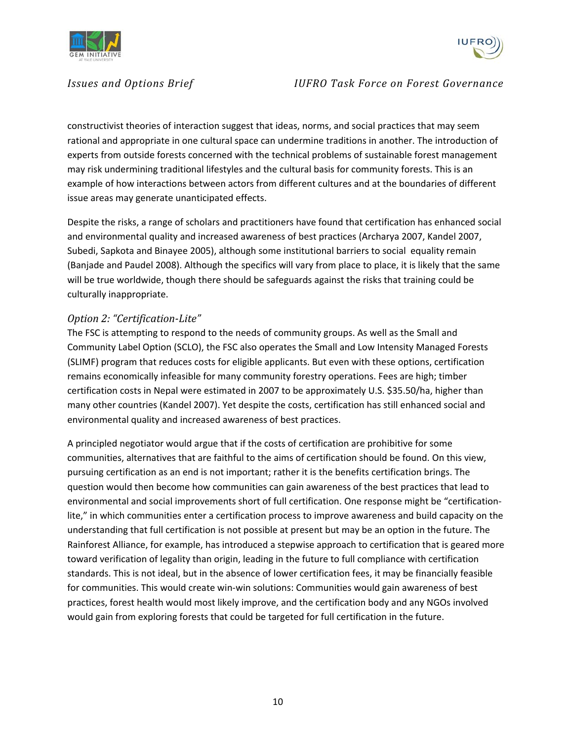constructivist theories of interaction suggest that ideas, norms, and social practices that may seem rational and appropriate in one cultural space can undermine traditions in another. The introduction of experts from outside forests concerned with the technical problems of sustainable forest management may risk undermining traditional lifestyles and the cultural basis for community forests. This is an example of how interactions between actors from different cultures and at the boundaries of different issue areas may generate unanticipated effects.

Despite the risks, a range of scholars and practitioners have found that certification has enhanced social and environmental quality and increased awareness of best practices (Archarya 2007, Kandel 2007, Subedi, Sapkota and Binayee 2005), although some institutional barriers to social equality remain (Banjade and Paudel 2008). Although the specifics will vary from place to place, it is likely that the same will be true worldwide, though there should be safeguards against the risks that training could be culturally inappropriate.

### *Option 2: "Certification-Lite"*

The FSC is attempting to respond to the needs of community groups. As well as the Small and Community Label Option (SCLO), the FSC also operates the Small and Low Intensity Managed Forests (SLIMF) program that reduces costs for eligible applicants. But even with these options, certification remains economically infeasible for many community forestry operations. Fees are high; timber certification costs in Nepal were estimated in 2007 to be approximately U.S. $35.50/ha, higher than many other countries (Kandel 2007). Yet despite the costs, certification has still enhanced social and environmental quality and increased awareness of best practices.

A principled negotiator would argue that if the costs of certification are prohibitive for some communities, alternatives that are faithful to the aims of certification should be found. On this view, pursuing certification as an end is not important; rather it is the benefits certification brings. The question would then become how communities can gain awareness of the best practices that lead to environmental and social improvements short of full certification. One response might be "certification-lite," in which communities enter a certification process to improve awareness and build capacity on the understanding that full certification is not possible at present but may be an option in the future. The Rainforest Alliance, for example, has introduced a stepwise approach to certification that is geared more toward verification of legality than origin, leading in the future to full compliance with certification standards. This is not ideal, but in the absence of lower certification fees, it may be financially feasible for communities. This would create win-win solutions: Communities would gain awareness of best practices, forest health would most likely improve, and the certification body and any NGOs involved would gain from exploring forests that could be targeted for full certification in the future.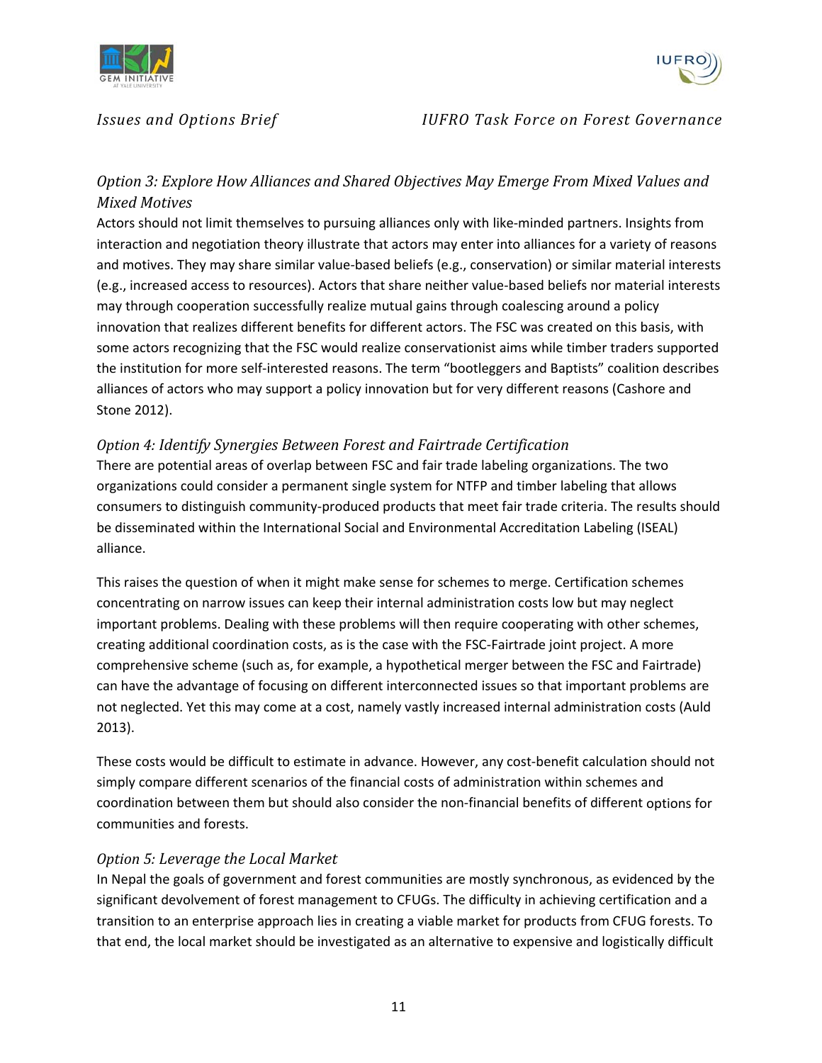### *Option 3: Explore How Alliances and Shared Objectives May Emerge From Mixed Values and Mixed Motives*

Actors should not limit themselves to pursuing alliances only with like-minded partners. Insights from interaction and negotiation theory illustrate that actors may enter into alliances for a variety of reasons and motives. They may share similar value-based beliefs (e.g., conservation) or similar material interests (e.g., increased access to resources). Actors that share neither value-based beliefs nor material interests may through cooperation successfully realize mutual gains through coalescing around a policy innovation that realizes different benefits for different actors. The FSC was created on this basis, with some actors recognizing that the FSC would realize conservationist aims while timber traders supported the institution for more self-interested reasons. The term "bootleggers and Baptists" coalition describes alliances of actors who may support a policy innovation but for very different reasons (Cashore and Stone 2012).

### *Option 4: Identify Synergies Between Forest and Fairtrade Certification*

There are potential areas of overlap between FSC and fair trade labeling organizations. The two organizations could consider a permanent single system for NTFP and timber labeling that allows consumers to distinguish community-produced products that meet fair trade criteria. The results should be disseminated within the International Social and Environmental Accreditation Labeling (ISEAL) alliance.

This raises the question of when it might make sense for schemes to merge. Certification schemes concentrating on narrow issues can keep their internal administration costs low but may neglect important problems. Dealing with these problems will then require cooperating with other schemes, creating additional coordination costs, as is the case with the FSC-Fairtrade joint project. A more comprehensive scheme (such as, for example, a hypothetical merger between the FSC and Fairtrade) can have the advantage of focusing on different interconnected issues so that important problems are not neglected. Yet this may come at a cost, namely vastly increased internal administration costs (Auld 2013).

These costs would be difficult to estimate in advance. However, any cost-benefit calculation should not simply compare different scenarios of the financial costs of administration within schemes and coordination between them but should also consider the non-financial benefits of different options for communities and forests.

### *Option 5: Leverage the Local Market*

In Nepal the goals of government and forest communities are mostly synchronous, as evidenced by the significant devolvement of forest management to CFUGs. The difficulty in achieving certification and a transition to an enterprise approach lies in creating a viable market for products from CFUG forests. To that end, the local market should be investigated as an alternative to expensive and logistically difficult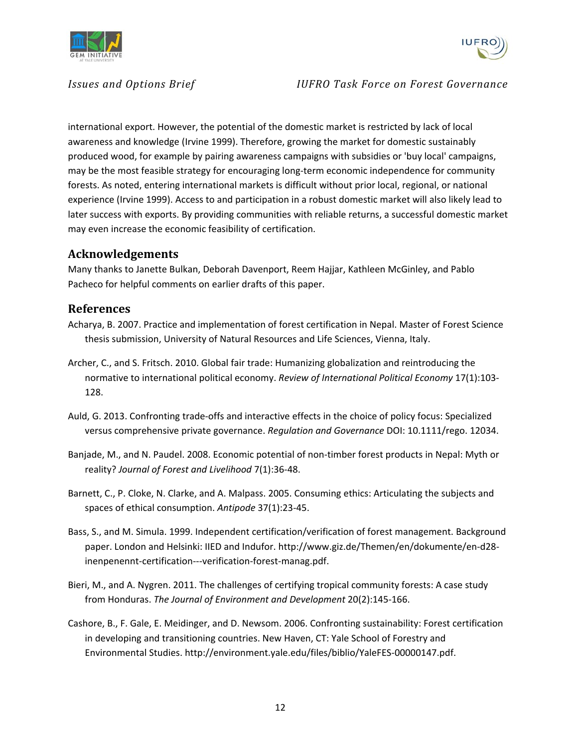international export. However, the potential of the domestic market is restricted by lack of local awareness and knowledge (Irvine 1999). Therefore, growing the market for domestic sustainably produced wood, for example by pairing awareness campaigns with subsidies or 'buy local' campaigns, may be the most feasible strategy for encouraging long-term economic independence for community forests. As noted, entering international markets is difficult without prior local, regional, or national experience (Irvine 1999). Access to and participation in a robust domestic market will also likely lead to later success with exports. By providing communities with reliable returns, a successful domestic market may even increase the economic feasibility of certification.

## Acknowledgements

Many thanks to Janette Bulkan, Deborah Davenport, Reem Hajjar, Kathleen McGinley, and Pablo Pacheco for helpful comments on earlier drafts of this paper.

## References

Acharya, B. 2007. Practice and implementation of forest certification in Nepal. Master of Forest Science thesis submission, University of Natural Resources and Life Sciences, Vienna, Italy.

Archer, C., and S. Fritsch. 2010. Global fair trade: Humanizing globalization and reintroducing the normative to international political economy. *Review of International Political Economy* 17(1):103-128.

Auld, G. 2013. Confronting trade-offs and interactive effects in the choice of policy focus: Specialized versus comprehensive private governance. *Regulation and Governance* DOI: 10.1111/rego. 12034.

Banjade, M., and N. Paudel. 2008. Economic potential of non-timber forest products in Nepal: Myth or reality? *Journal of Forest and Livelihood* 7(1):36-48.

Barnett, C., P. Cloke, N. Clarke, and A. Malpass. 2005. Consuming ethics: Articulating the subjects and spaces of ethical consumption. *Antipode* 37(1):23-45.

Bass, S., and M. Simula. 1999. Independent certification/verification of forest management. Background paper. London and Helsinki: IIED and Indufor. http://www.giz.de/Themen/en/dokumente/en-d28-inenpenennt-certification---verification-forest-manag.pdf.

Bieri, M., and A. Nygren. 2011. The challenges of certifying tropical community forests: A case study from Honduras. *The Journal of Environment and Development* 20(2):145-166.

Cashore, B., F. Gale, E. Meidinger, and D. Newsom. 2006. Confronting sustainability: Forest certification in developing and transitioning countries. New Haven, CT: Yale School of Forestry and Environmental Studies. http://environment.yale.edu/files/biblio/YaleFES-00000147.pdf.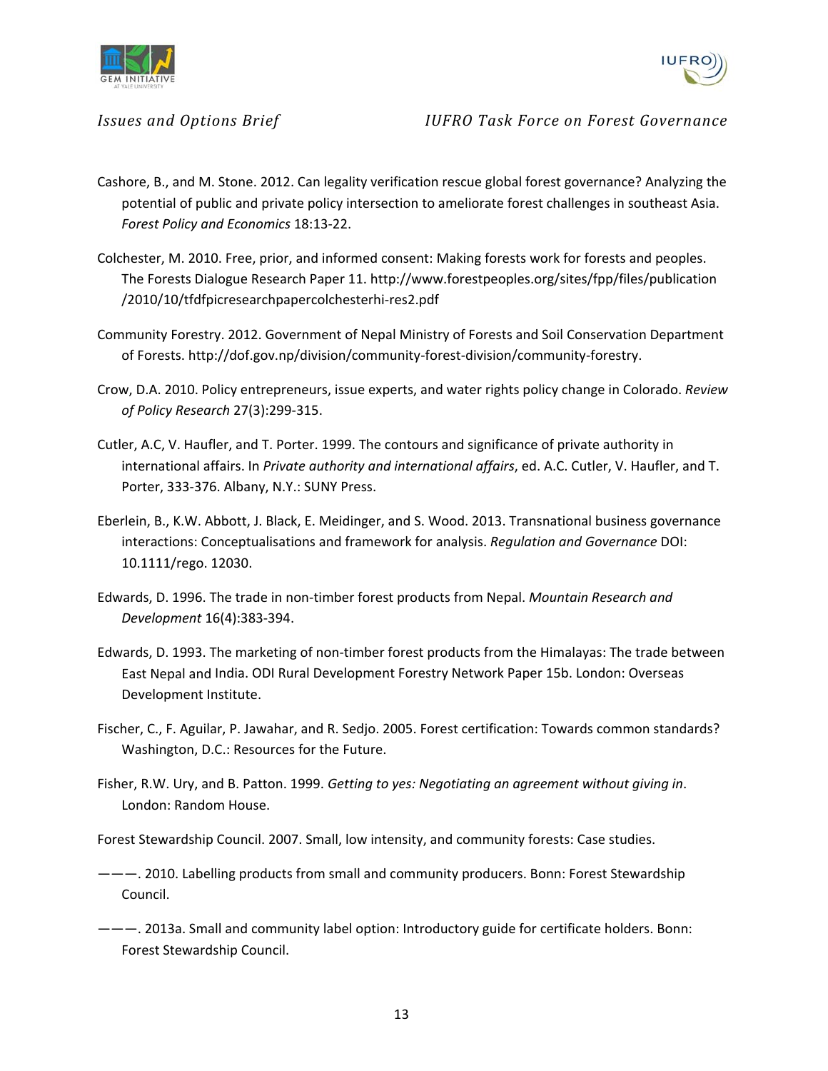Cashore, B., and M. Stone. 2012. Can legality verification rescue global forest governance? Analyzing the potential of public and private policy intersection to ameliorate forest challenges in southeast Asia. *Forest Policy and Economics* 18:13-22.

Colchester, M. 2010. Free, prior, and informed consent: Making forests work for forests and peoples. The Forests Dialogue Research Paper 11. http://www.forestpeoples.org/sites/fpp/files/publication/2010/10/tfdfpicresearchpapercolchesterhi-res2.pdf

Community Forestry. 2012. Government of Nepal Ministry of Forests and Soil Conservation Department of Forests. http://dof.gov.np/division/community-forest-division/community-forestry.

Crow, D.A. 2010. Policy entrepreneurs, issue experts, and water rights policy change in Colorado. *Review of Policy Research* 27(3):299-315.

Cutler, A.C, V. Haufler, and T. Porter. 1999. The contours and significance of private authority in international affairs. In *Private authority and international affairs*, ed. A.C. Cutler, V. Haufler, and T. Porter, 333-376. Albany, N.Y.: SUNY Press.

Eberlein, B., K.W. Abbott, J. Black, E. Meidinger, and S. Wood. 2013. Transnational business governance interactions: Conceptualisations and framework for analysis. *Regulation and Governance* DOI: 10.1111/rego. 12030.

Edwards, D. 1996. The trade in non-timber forest products from Nepal. *Mountain Research and Development* 16(4):383-394.

Edwards, D. 1993. The marketing of non-timber forest products from the Himalayas: The trade between East Nepal and India. ODI Rural Development Forestry Network Paper 15b. London: Overseas Development Institute.

Fischer, C., F. Aguilar, P. Jawahar, and R. Sedjo. 2005. Forest certification: Towards common standards? Washington, D.C.: Resources for the Future.

Fisher, R.W. Ury, and B. Patton. 1999. *Getting to yes: Negotiating an agreement without giving in*. London: Random House.

Forest Stewardship Council. 2007. Small, low intensity, and community forests: Case studies.

———. 2010. Labelling products from small and community producers. Bonn: Forest Stewardship Council.

———. 2013a. Small and community label option: Introductory guide for certificate holders. Bonn: Forest Stewardship Council.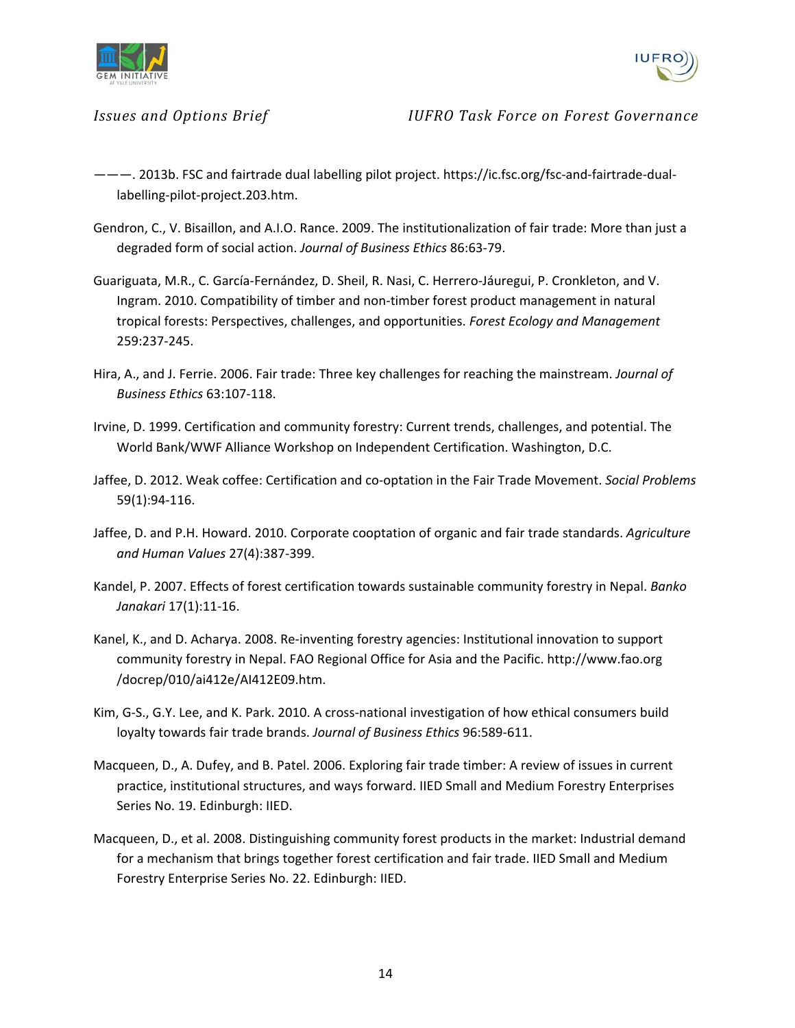———. 2013b. FSC and fairtrade dual labelling pilot project. https://ic.fsc.org/fsc-and-fairtrade-dual-labelling-pilot-project.203.htm.

Gendron, C., V. Bisaillon, and A.I.O. Rance. 2009. The institutionalization of fair trade: More than just a degraded form of social action. *Journal of Business Ethics* 86:63-79.

Guariguata, M.R., C. García-Fernández, D. Sheil, R. Nasi, C. Herrero-Jáuregui, P. Cronkleton, and V. Ingram. 2010. Compatibility of timber and non-timber forest product management in natural tropical forests: Perspectives, challenges, and opportunities. *Forest Ecology and Management* 259:237-245.

Hira, A., and J. Ferrie. 2006. Fair trade: Three key challenges for reaching the mainstream. *Journal of Business Ethics* 63:107-118.

Irvine, D. 1999. Certification and community forestry: Current trends, challenges, and potential. The World Bank/WWF Alliance Workshop on Independent Certification. Washington, D.C.

Jaffee, D. 2012. Weak coffee: Certification and co-optation in the Fair Trade Movement. *Social Problems* 59(1):94-116.

Jaffee, D. and P.H. Howard. 2010. Corporate cooptation of organic and fair trade standards. *Agriculture and Human Values* 27(4):387-399.

Kandel, P. 2007. Effects of forest certification towards sustainable community forestry in Nepal. *Banko Janakari* 17(1):11-16.

Kanel, K., and D. Acharya. 2008. Re-inventing forestry agencies: Institutional innovation to support community forestry in Nepal. FAO Regional Office for Asia and the Pacific. http://www.fao.org/docrep/010/ai412e/AI412E09.htm.

Kim, G-S., G.Y. Lee, and K. Park. 2010. A cross-national investigation of how ethical consumers build loyalty towards fair trade brands. *Journal of Business Ethics* 96:589-611.

Macqueen, D., A. Dufey, and B. Patel. 2006. Exploring fair trade timber: A review of issues in current practice, institutional structures, and ways forward. IIED Small and Medium Forestry Enterprises Series No. 19. Edinburgh: IIED.

Macqueen, D., et al. 2008. Distinguishing community forest products in the market: Industrial demand for a mechanism that brings together forest certification and fair trade. IIED Small and Medium Forestry Enterprise Series No. 22. Edinburgh: IIED.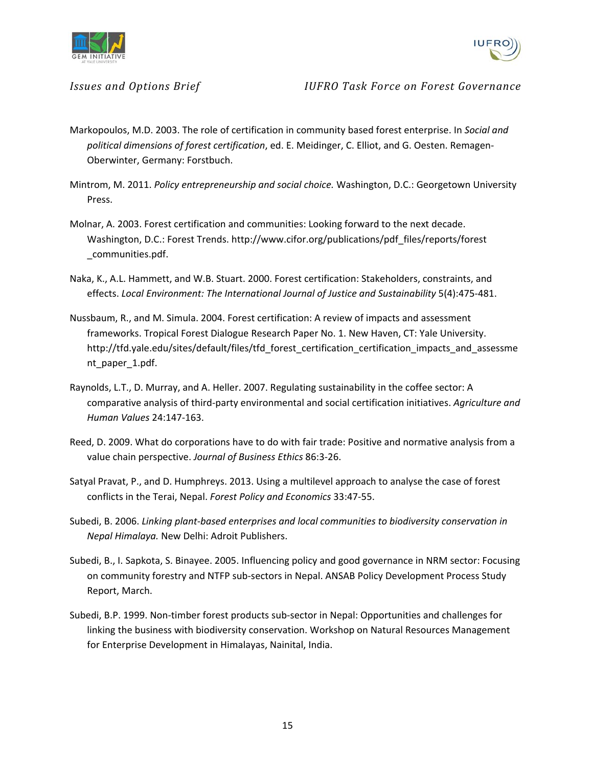Markopoulos, M.D. 2003. The role of certification in community based forest enterprise. In *Social and political dimensions of forest certification*, ed. E. Meidinger, C. Elliot, and G. Oesten. Remagen-Oberwinter, Germany: Forstbuch.

Mintrom, M. 2011. *Policy entrepreneurship and social choice.* Washington, D.C.: Georgetown University Press.

Molnar, A. 2003. Forest certification and communities: Looking forward to the next decade. Washington, D.C.: Forest Trends. http://www.cifor.org/publications/pdf_files/reports/forest_communities.pdf.

Naka, K., A.L. Hammett, and W.B. Stuart. 2000. Forest certification: Stakeholders, constraints, and effects. *Local Environment: The International Journal of Justice and Sustainability* 5(4):475-481.

Nussbaum, R., and M. Simula. 2004. Forest certification: A review of impacts and assessment frameworks. Tropical Forest Dialogue Research Paper No. 1. New Haven, CT: Yale University. http://tfd.yale.edu/sites/default/files/tfd_forest_certification_certification_impacts_and_assessment_paper_1.pdf.

Raynolds, L.T., D. Murray, and A. Heller. 2007. Regulating sustainability in the coffee sector: A comparative analysis of third-party environmental and social certification initiatives. *Agriculture and Human Values* 24:147-163.

Reed, D. 2009. What do corporations have to do with fair trade: Positive and normative analysis from a value chain perspective. *Journal of Business Ethics* 86:3-26.

Satyal Pravat, P., and D. Humphreys. 2013. Using a multilevel approach to analyse the case of forest conflicts in the Terai, Nepal. *Forest Policy and Economics* 33:47-55.

Subedi, B. 2006. *Linking plant-based enterprises and local communities to biodiversity conservation in Nepal Himalaya.* New Delhi: Adroit Publishers.

Subedi, B., I. Sapkota, S. Binayee. 2005. Influencing policy and good governance in NRM sector: Focusing on community forestry and NTFP sub-sectors in Nepal. ANSAB Policy Development Process Study Report, March.

Subedi, B.P. 1999. Non-timber forest products sub-sector in Nepal: Opportunities and challenges for linking the business with biodiversity conservation. Workshop on Natural Resources Management for Enterprise Development in Himalayas, Nainital, India.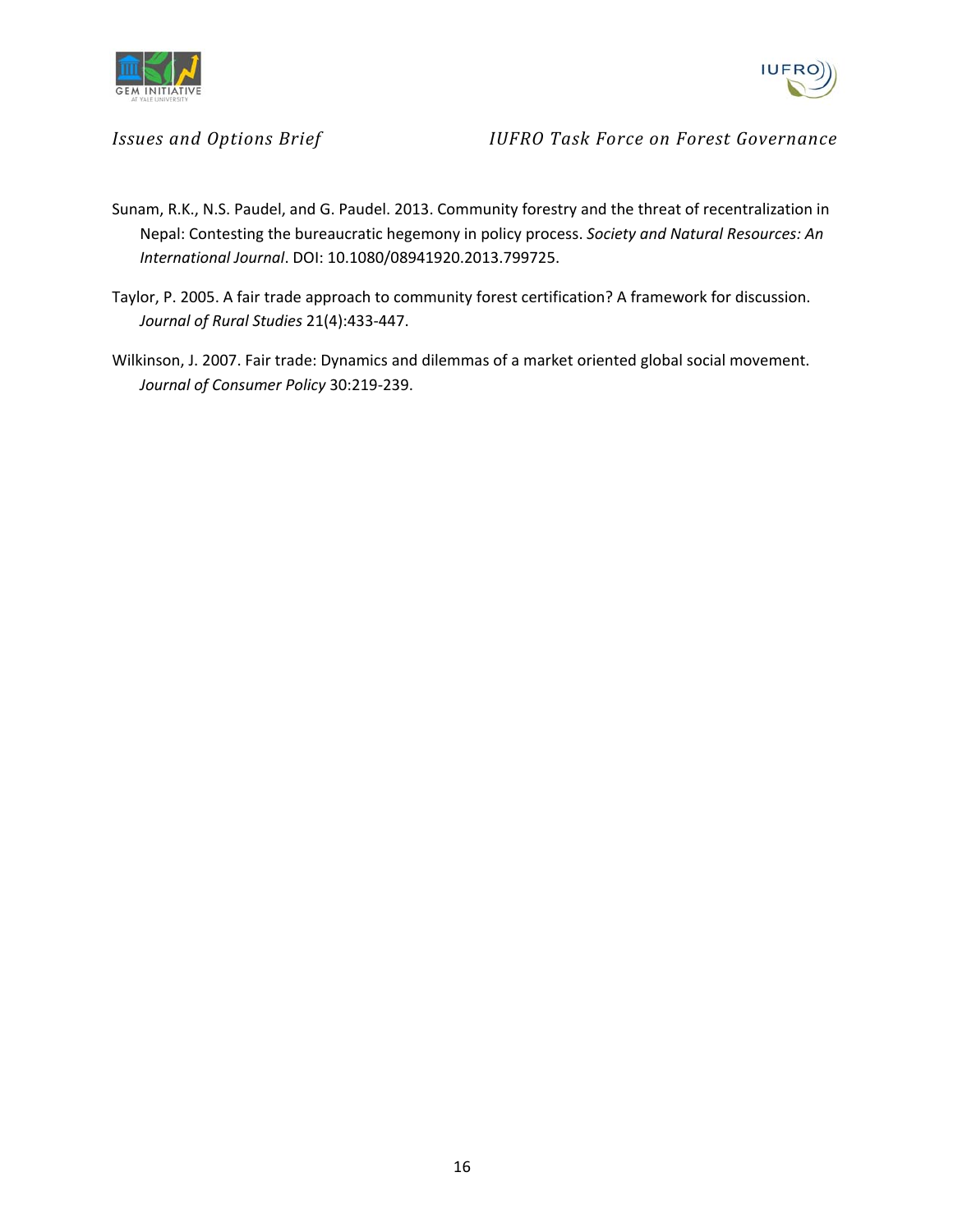Sunam, R.K., N.S. Paudel, and G. Paudel. 2013. Community forestry and the threat of recentralization in Nepal: Contesting the bureaucratic hegemony in policy process. *Society and Natural Resources: An International Journal*. DOI: 10.1080/08941920.2013.799725.

Taylor, P. 2005. A fair trade approach to community forest certification? A framework for discussion. *Journal of Rural Studies* 21(4):433-447.

Wilkinson, J. 2007. Fair trade: Dynamics and dilemmas of a market oriented global social movement. *Journal of Consumer Policy* 30:219-239.